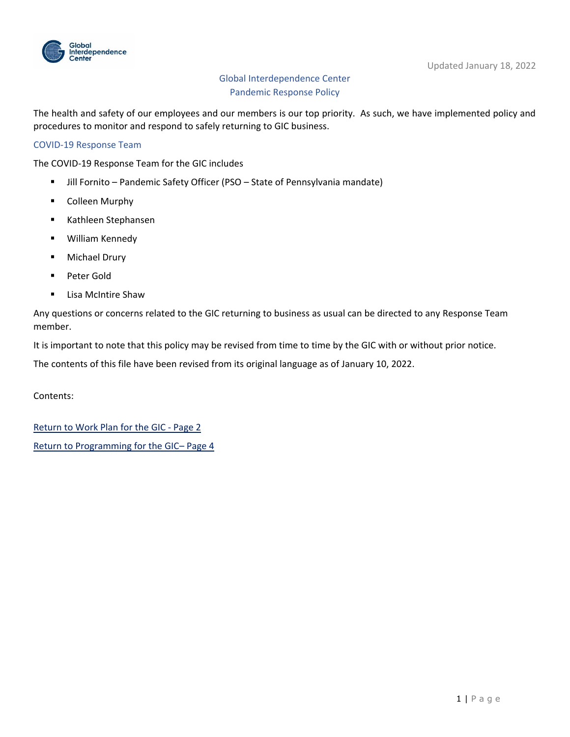Updated January 18, 2022

# Global Interdependence Center
## Pandemic Response Policy

The health and safety of our employees and our members is our top priority. As such, we have implemented policy and procedures to monitor and respond to safely returning to GIC business.

### COVID-19 Response Team

The COVID-19 Response Team for the GIC includes

- Jill Fornito – Pandemic Safety Officer (PSO – State of Pennsylvania mandate)
- Colleen Murphy
- Kathleen Stephansen
- William Kennedy
- Michael Drury
- Peter Gold
- Lisa McIntire Shaw

Any questions or concerns related to the GIC returning to business as usual can be directed to any Response Team member.

It is important to note that this policy may be revised from time to time by the GIC with or without prior notice.

The contents of this file have been revised from its original language as of January 10, 2022.

Contents:

Return to Work Plan for the GIC - Page 2

Return to Programming for the GIC– Page 4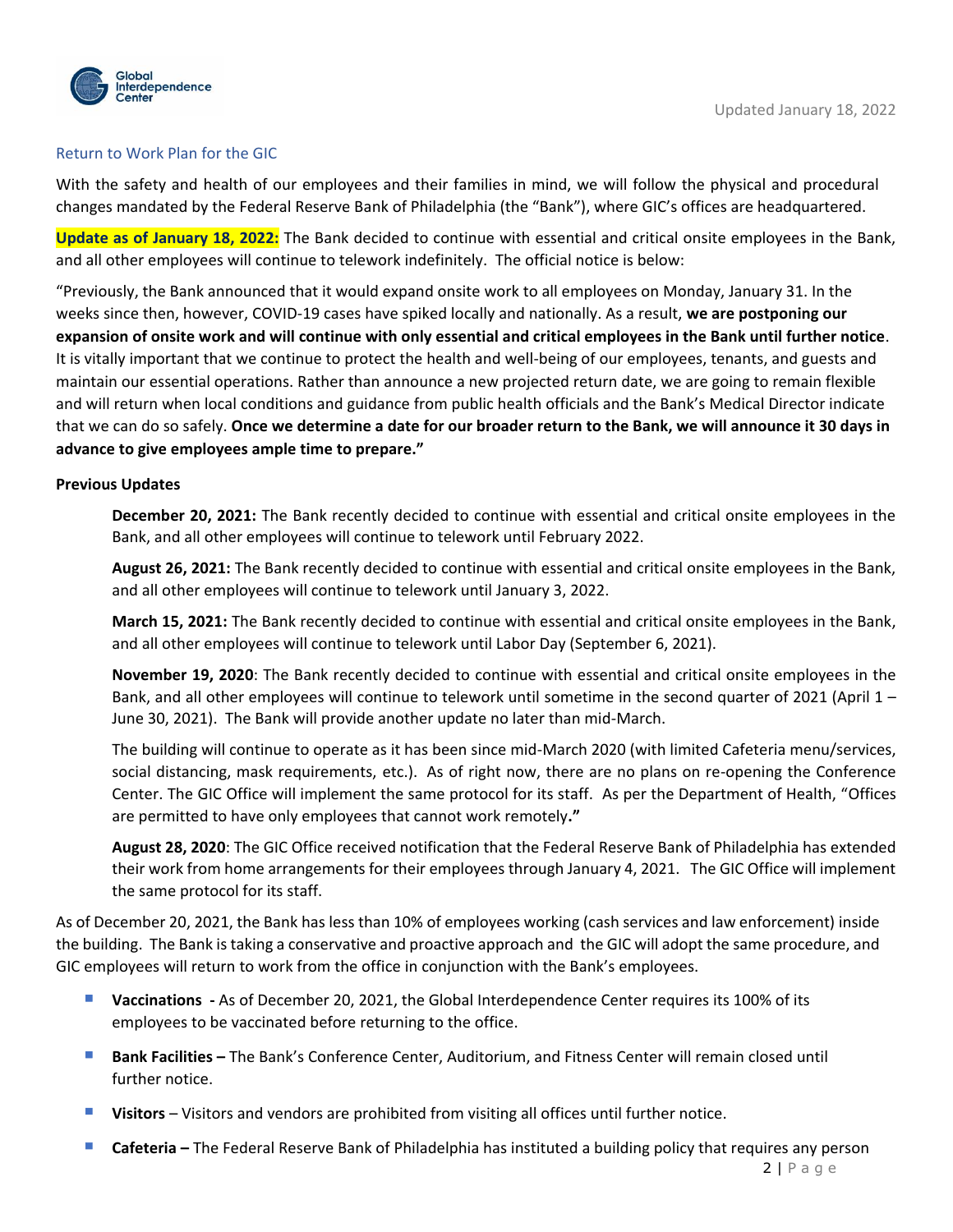Updated January 18, 2022

## Return to Work Plan for the GIC

With the safety and health of our employees and their families in mind, we will follow the physical and procedural changes mandated by the Federal Reserve Bank of Philadelphia (the "Bank"), where GIC's offices are headquartered.

**Update as of January 18, 2022:** The Bank decided to continue with essential and critical onsite employees in the Bank, and all other employees will continue to telework indefinitely. The official notice is below:

"Previously, the Bank announced that it would expand onsite work to all employees on Monday, January 31. In the weeks since then, however, COVID-19 cases have spiked locally and nationally. As a result, **we are postponing our expansion of onsite work and will continue with only essential and critical employees in the Bank until further notice**. It is vitally important that we continue to protect the health and well-being of our employees, tenants, and guests and maintain our essential operations. Rather than announce a new projected return date, we are going to remain flexible and will return when local conditions and guidance from public health officials and the Bank's Medical Director indicate that we can do so safely. **Once we determine a date for our broader return to the Bank, we will announce it 30 days in advance to give employees ample time to prepare."**

**Previous Updates**

> **December 20, 2021:** The Bank recently decided to continue with essential and critical onsite employees in the Bank, and all other employees will continue to telework until February 2022.
>
> **August 26, 2021:** The Bank recently decided to continue with essential and critical onsite employees in the Bank, and all other employees will continue to telework until January 3, 2022.
>
> **March 15, 2021:** The Bank recently decided to continue with essential and critical onsite employees in the Bank, and all other employees will continue to telework until Labor Day (September 6, 2021).
>
> **November 19, 2020**: The Bank recently decided to continue with essential and critical onsite employees in the Bank, and all other employees will continue to telework until sometime in the second quarter of 2021 (April 1 – June 30, 2021). The Bank will provide another update no later than mid-March.
>
> The building will continue to operate as it has been since mid-March 2020 (with limited Cafeteria menu/services, social distancing, mask requirements, etc.). As of right now, there are no plans on re-opening the Conference Center. The GIC Office will implement the same protocol for its staff. As per the Department of Health, "Offices are permitted to have only employees that cannot work remotely**."**
>
> **August 28, 2020**: The GIC Office received notification that the Federal Reserve Bank of Philadelphia has extended their work from home arrangements for their employees through January 4, 2021. The GIC Office will implement the same protocol for its staff.

As of December 20, 2021, the Bank has less than 10% of employees working (cash services and law enforcement) inside the building. The Bank is taking a conservative and proactive approach and the GIC will adopt the same procedure, and GIC employees will return to work from the office in conjunction with the Bank's employees.

- **Vaccinations -** As of December 20, 2021, the Global Interdependence Center requires its 100% of its employees to be vaccinated before returning to the office.
- **Bank Facilities –** The Bank's Conference Center, Auditorium, and Fitness Center will remain closed until further notice.
- **Visitors** – Visitors and vendors are prohibited from visiting all offices until further notice.
- **Cafeteria –** The Federal Reserve Bank of Philadelphia has instituted a building policy that requires any person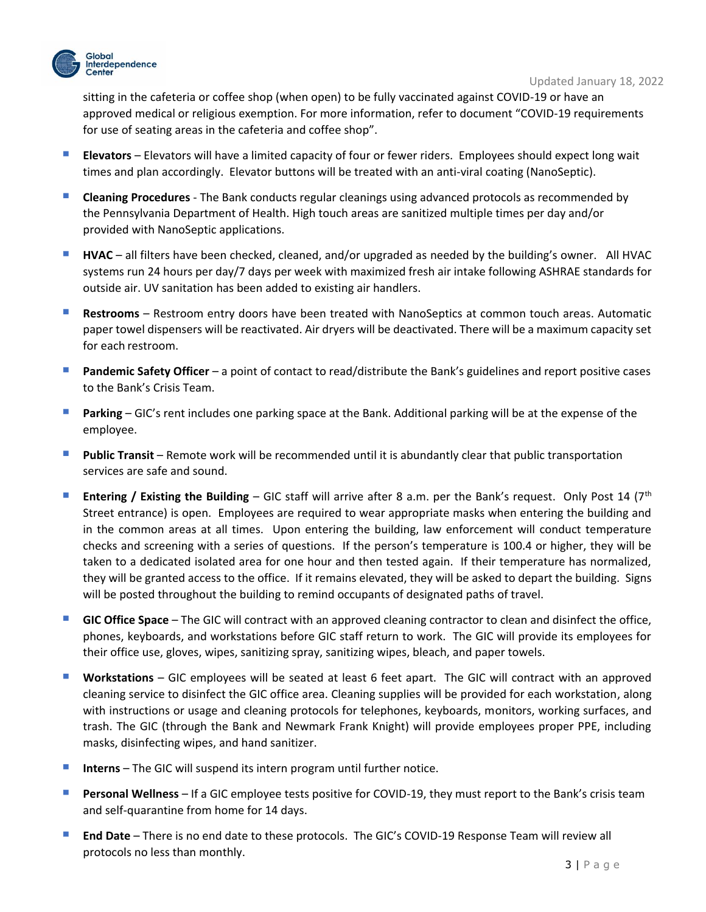sitting in the cafeteria or coffee shop (when open) to be fully vaccinated against COVID-19 or have an approved medical or religious exemption. For more information, refer to document "COVID-19 requirements for use of seating areas in the cafeteria and coffee shop".

- **Elevators** – Elevators will have a limited capacity of four or fewer riders. Employees should expect long wait times and plan accordingly. Elevator buttons will be treated with an anti-viral coating (NanoSeptic).
- **Cleaning Procedures** - The Bank conducts regular cleanings using advanced protocols as recommended by the Pennsylvania Department of Health. High touch areas are sanitized multiple times per day and/or provided with NanoSeptic applications.
- **HVAC** – all filters have been checked, cleaned, and/or upgraded as needed by the building's owner. All HVAC systems run 24 hours per day/7 days per week with maximized fresh air intake following ASHRAE standards for outside air. UV sanitation has been added to existing air handlers.
- **Restrooms** – Restroom entry doors have been treated with NanoSeptics at common touch areas. Automatic paper towel dispensers will be reactivated. Air dryers will be deactivated. There will be a maximum capacity set for each restroom.
- **Pandemic Safety Officer** – a point of contact to read/distribute the Bank's guidelines and report positive cases to the Bank's Crisis Team.
- **Parking** – GIC's rent includes one parking space at the Bank. Additional parking will be at the expense of the employee.
- **Public Transit** – Remote work will be recommended until it is abundantly clear that public transportation services are safe and sound.
- **Entering / Existing the Building** – GIC staff will arrive after 8 a.m. per the Bank's request. Only Post 14 (7th Street entrance) is open. Employees are required to wear appropriate masks when entering the building and in the common areas at all times. Upon entering the building, law enforcement will conduct temperature checks and screening with a series of questions. If the person's temperature is 100.4 or higher, they will be taken to a dedicated isolated area for one hour and then tested again. If their temperature has normalized, they will be granted access to the office. If it remains elevated, they will be asked to depart the building. Signs will be posted throughout the building to remind occupants of designated paths of travel.
- **GIC Office Space** – The GIC will contract with an approved cleaning contractor to clean and disinfect the office, phones, keyboards, and workstations before GIC staff return to work. The GIC will provide its employees for their office use, gloves, wipes, sanitizing spray, sanitizing wipes, bleach, and paper towels.
- **Workstations** – GIC employees will be seated at least 6 feet apart. The GIC will contract with an approved cleaning service to disinfect the GIC office area. Cleaning supplies will be provided for each workstation, along with instructions or usage and cleaning protocols for telephones, keyboards, monitors, working surfaces, and trash. The GIC (through the Bank and Newmark Frank Knight) will provide employees proper PPE, including masks, disinfecting wipes, and hand sanitizer.
- **Interns** – The GIC will suspend its intern program until further notice.
- **Personal Wellness** – If a GIC employee tests positive for COVID-19, they must report to the Bank's crisis team and self-quarantine from home for 14 days.
- **End Date** – There is no end date to these protocols. The GIC's COVID-19 Response Team will review all protocols no less than monthly.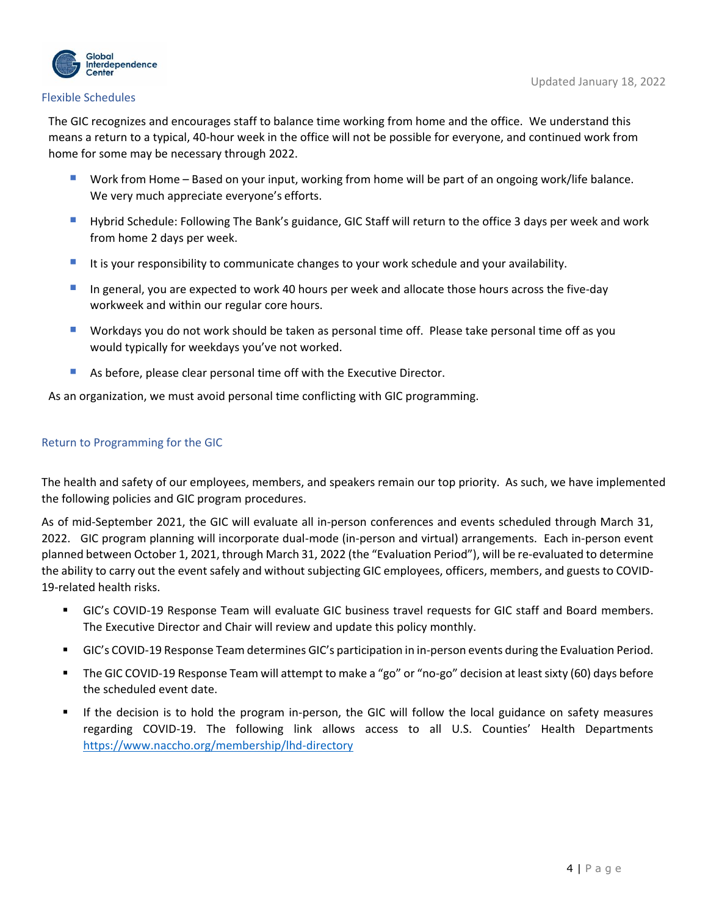## Flexible Schedules

The GIC recognizes and encourages staff to balance time working from home and the office. We understand this means a return to a typical, 40-hour week in the office will not be possible for everyone, and continued work from home for some may be necessary through 2022.

- Work from Home – Based on your input, working from home will be part of an ongoing work/life balance. We very much appreciate everyone's efforts.
- Hybrid Schedule: Following The Bank's guidance, GIC Staff will return to the office 3 days per week and work from home 2 days per week.
- It is your responsibility to communicate changes to your work schedule and your availability.
- In general, you are expected to work 40 hours per week and allocate those hours across the five-day workweek and within our regular core hours.
- Workdays you do not work should be taken as personal time off. Please take personal time off as you would typically for weekdays you've not worked.
- As before, please clear personal time off with the Executive Director.

As an organization, we must avoid personal time conflicting with GIC programming.

## Return to Programming for the GIC

The health and safety of our employees, members, and speakers remain our top priority. As such, we have implemented the following policies and GIC program procedures.

As of mid-September 2021, the GIC will evaluate all in-person conferences and events scheduled through March 31, 2022. GIC program planning will incorporate dual-mode (in-person and virtual) arrangements. Each in-person event planned between October 1, 2021, through March 31, 2022 (the "Evaluation Period"), will be re-evaluated to determine the ability to carry out the event safely and without subjecting GIC employees, officers, members, and guests to COVID-19-related health risks.

- GIC's COVID-19 Response Team will evaluate GIC business travel requests for GIC staff and Board members. The Executive Director and Chair will review and update this policy monthly.
- GIC's COVID-19 Response Team determines GIC's participation in in-person events during the Evaluation Period.
- The GIC COVID-19 Response Team will attempt to make a "go" or "no-go" decision at least sixty (60) days before the scheduled event date.
- If the decision is to hold the program in-person, the GIC will follow the local guidance on safety measures regarding COVID-19. The following link allows access to all U.S. Counties' Health Departments https://www.naccho.org/membership/lhd-directory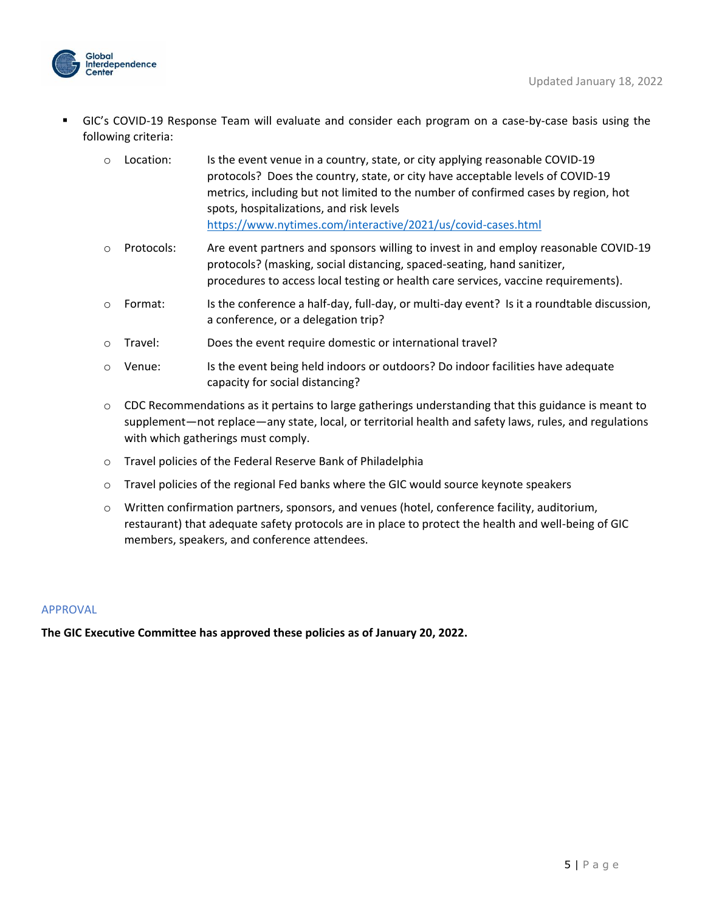- GIC's COVID-19 Response Team will evaluate and consider each program on a case-by-case basis using the following criteria:
  - Location: Is the event venue in a country, state, or city applying reasonable COVID-19 protocols? Does the country, state, or city have acceptable levels of COVID-19 metrics, including but not limited to the number of confirmed cases by region, hot spots, hospitalizations, and risk levels https://www.nytimes.com/interactive/2021/us/covid-cases.html
  - Protocols: Are event partners and sponsors willing to invest in and employ reasonable COVID-19 protocols? (masking, social distancing, spaced-seating, hand sanitizer, procedures to access local testing or health care services, vaccine requirements).
  - Format: Is the conference a half-day, full-day, or multi-day event? Is it a roundtable discussion, a conference, or a delegation trip?
  - Travel: Does the event require domestic or international travel?
  - Venue: Is the event being held indoors or outdoors? Do indoor facilities have adequate capacity for social distancing?
  - CDC Recommendations as it pertains to large gatherings understanding that this guidance is meant to supplement—not replace—any state, local, or territorial health and safety laws, rules, and regulations with which gatherings must comply.
  - Travel policies of the Federal Reserve Bank of Philadelphia
  - Travel policies of the regional Fed banks where the GIC would source keynote speakers
  - Written confirmation partners, sponsors, and venues (hotel, conference facility, auditorium, restaurant) that adequate safety protocols are in place to protect the health and well-being of GIC members, speakers, and conference attendees.

## APPROVAL

**The GIC Executive Committee has approved these policies as of January 20, 2022.**